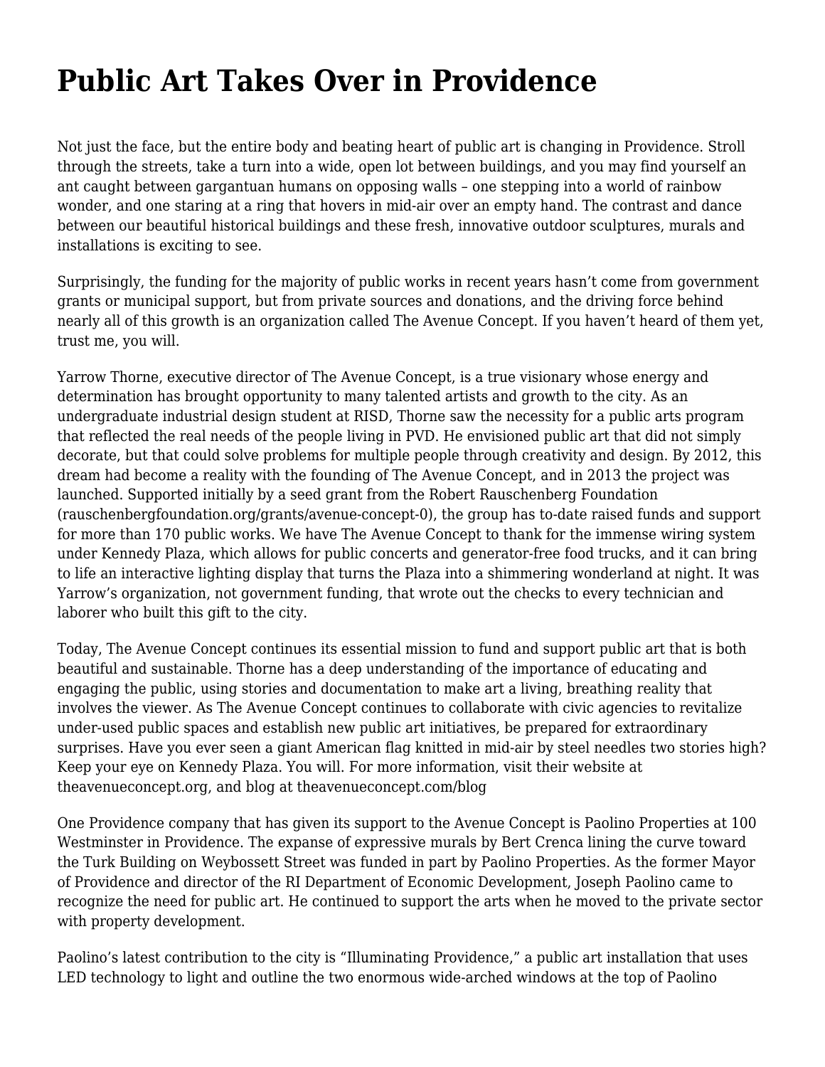# Public Art Takes Over in Providence

Not just the face, but the entire body and beating heart of public art is changing in Providence. Stroll through the streets, take a turn into a wide, open lot between buildings, and you may find yourself an ant caught between gargantuan humans on opposing walls – one stepping into a world of rainbow wonder, and one staring at a ring that hovers in mid-air over an empty hand. The contrast and dance between our beautiful historical buildings and these fresh, innovative outdoor sculptures, murals and installations is exciting to see.

Surprisingly, the funding for the majority of public works in recent years hasn't come from government grants or municipal support, but from private sources and donations, and the driving force behind nearly all of this growth is an organization called The Avenue Concept. If you haven't heard of them yet, trust me, you will.

Yarrow Thorne, executive director of The Avenue Concept, is a true visionary whose energy and determination has brought opportunity to many talented artists and growth to the city. As an undergraduate industrial design student at RISD, Thorne saw the necessity for a public arts program that reflected the real needs of the people living in PVD. He envisioned public art that did not simply decorate, but that could solve problems for multiple people through creativity and design. By 2012, this dream had become a reality with the founding of The Avenue Concept, and in 2013 the project was launched. Supported initially by a seed grant from the Robert Rauschenberg Foundation (rauschenbergfoundation.org/grants/avenue-concept-0), the group has to-date raised funds and support for more than 170 public works. We have The Avenue Concept to thank for the immense wiring system under Kennedy Plaza, which allows for public concerts and generator-free food trucks, and it can bring to life an interactive lighting display that turns the Plaza into a shimmering wonderland at night. It was Yarrow's organization, not government funding, that wrote out the checks to every technician and laborer who built this gift to the city.

Today, The Avenue Concept continues its essential mission to fund and support public art that is both beautiful and sustainable. Thorne has a deep understanding of the importance of educating and engaging the public, using stories and documentation to make art a living, breathing reality that involves the viewer. As The Avenue Concept continues to collaborate with civic agencies to revitalize under-used public spaces and establish new public art initiatives, be prepared for extraordinary surprises. Have you ever seen a giant American flag knitted in mid-air by steel needles two stories high? Keep your eye on Kennedy Plaza. You will. For more information, visit their website at theavenueconcept.org, and blog at theavenueconcept.com/blog

One Providence company that has given its support to the Avenue Concept is Paolino Properties at 100 Westminster in Providence. The expanse of expressive murals by Bert Crenca lining the curve toward the Turk Building on Weybossett Street was funded in part by Paolino Properties. As the former Mayor of Providence and director of the RI Department of Economic Development, Joseph Paolino came to recognize the need for public art. He continued to support the arts when he moved to the private sector with property development.

Paolino's latest contribution to the city is "Illuminating Providence," a public art installation that uses LED technology to light and outline the two enormous wide-arched windows at the top of Paolino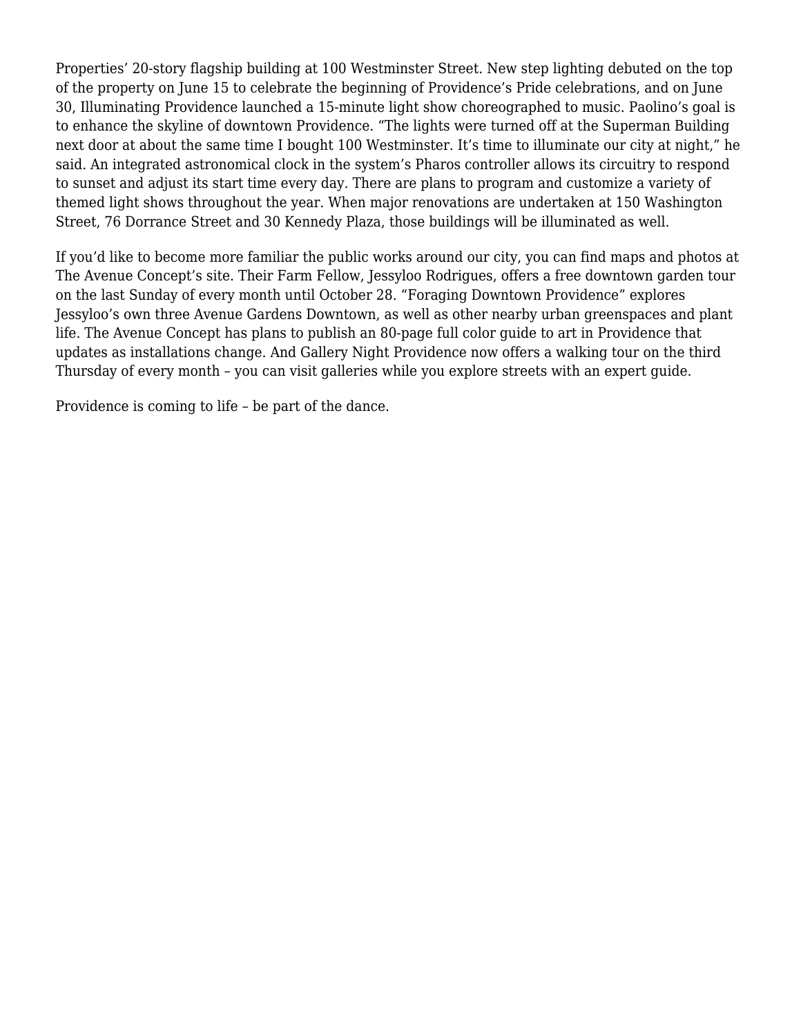Properties' 20-story flagship building at 100 Westminster Street. New step lighting debuted on the top of the property on June 15 to celebrate the beginning of Providence's Pride celebrations, and on June 30, Illuminating Providence launched a 15-minute light show choreographed to music. Paolino's goal is to enhance the skyline of downtown Providence. "The lights were turned off at the Superman Building next door at about the same time I bought 100 Westminster. It's time to illuminate our city at night," he said. An integrated astronomical clock in the system's Pharos controller allows its circuitry to respond to sunset and adjust its start time every day. There are plans to program and customize a variety of themed light shows throughout the year. When major renovations are undertaken at 150 Washington Street, 76 Dorrance Street and 30 Kennedy Plaza, those buildings will be illuminated as well.

If you'd like to become more familiar the public works around our city, you can find maps and photos at The Avenue Concept's site. Their Farm Fellow, Jessyloo Rodrigues, offers a free downtown garden tour on the last Sunday of every month until October 28. "Foraging Downtown Providence" explores Jessyloo's own three Avenue Gardens Downtown, as well as other nearby urban greenspaces and plant life. The Avenue Concept has plans to publish an 80-page full color guide to art in Providence that updates as installations change. And Gallery Night Providence now offers a walking tour on the third Thursday of every month – you can visit galleries while you explore streets with an expert guide.

Providence is coming to life – be part of the dance.